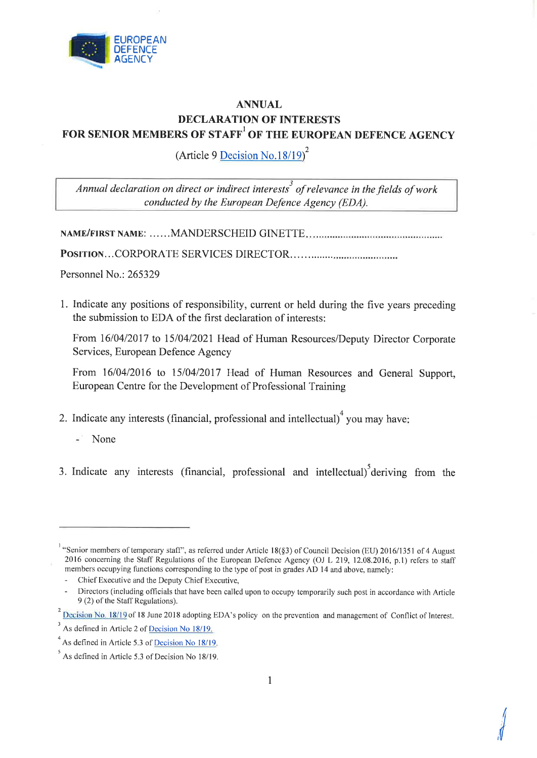EUROPEAN DEFENCE AGENCY

# ANNUAL DECLARATION OF INTERESTS FOR SENIOR MEMBERS OF STAFF[1] OF THE EUROPEAN DEFENCE AGENCY

(Article 9 Decision No.18/19)[2]

*Annual declaration on direct or indirect interests[3] of relevance in the fields of work conducted by the European Defence Agency (EDA).*

**NAME/FIRST NAME:** ......MANDERSCHEID GINETTE................................................

**POSITION**...CORPORATE SERVICES DIRECTOR......................................

Personnel No.: 265329

1. Indicate any positions of responsibility, current or held during the five years preceding the submission to EDA of the first declaration of interests:

   From 16/04/2017 to 15/04/2021 Head of Human Resources/Deputy Director Corporate Services, European Defence Agency

   From 16/04/2016 to 15/04/2017 Head of Human Resources and General Support, European Centre for the Development of Professional Training

2. Indicate any interests (financial, professional and intellectual)[4] you may have:

   - None

3. Indicate any interests (financial, professional and intellectual)[5] deriving from the

---

[1] "Senior members of temporary staff", as referred under Article 18(§3) of Council Decision (EU) 2016/1351 of 4 August 2016 concerning the Staff Regulations of the European Defence Agency (OJ L 219, 12.08.2016, p.1) refers to staff members occupying functions corresponding to the type of post in grades AD 14 and above, namely:

- Chief Executive and the Deputy Chief Executive,
- Directors (including officials that have been called upon to occupy temporarily such post in accordance with Article 9 (2) of the Staff Regulations).

[2] Decision No. 18/19 of 18 June 2018 adopting EDA's policy on the prevention and management of Conflict of Interest.

[3] As defined in Article 2 of Decision No 18/19.

[4] As defined in Article 5.3 of Decision No 18/19.

[5] As defined in Article 5.3 of Decision No 18/19.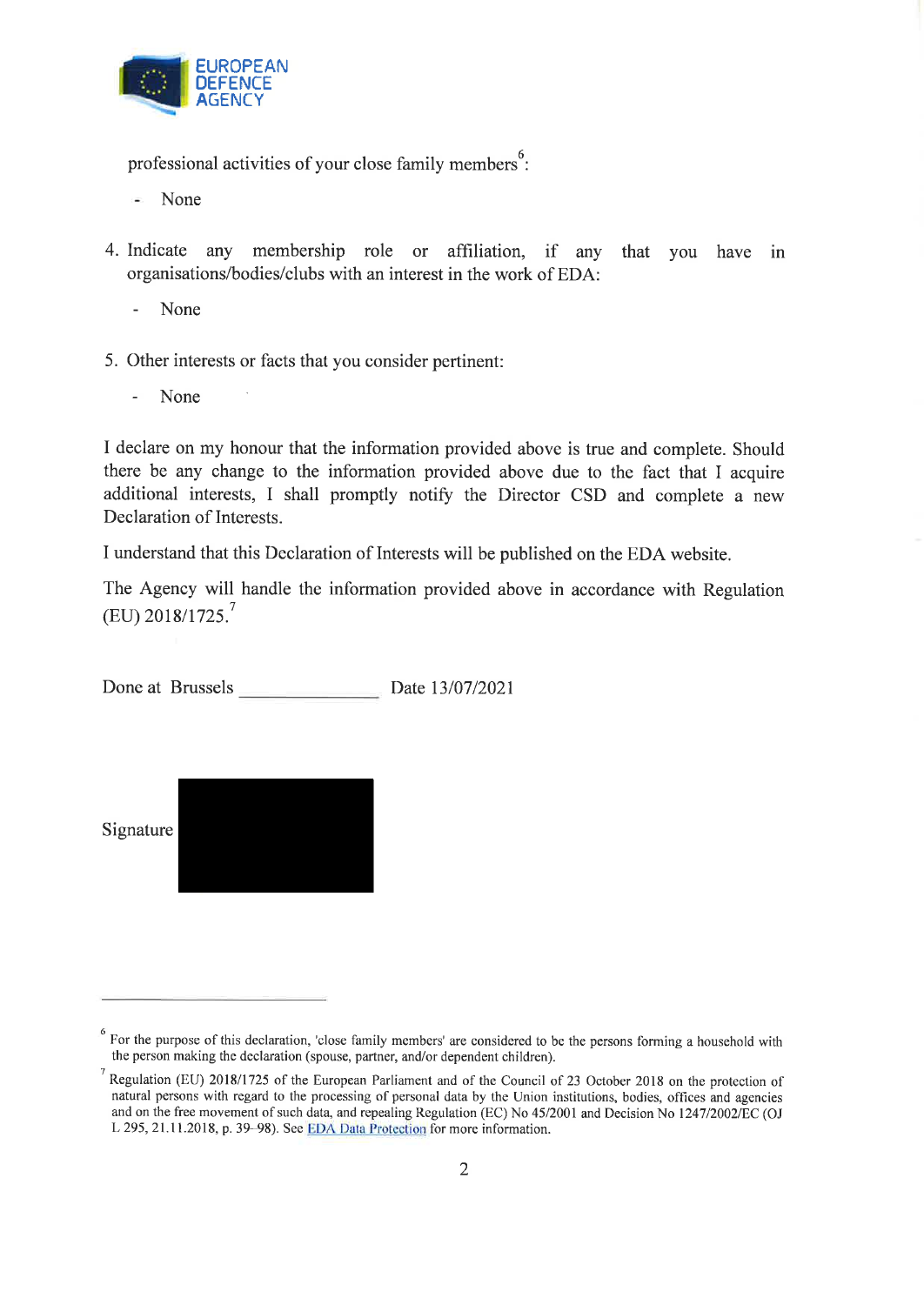professional activities of your close family members[6]:

- None

4. Indicate any membership role or affiliation, if any that you have in organisations/bodies/clubs with an interest in the work of EDA:

   - None

5. Other interests or facts that you consider pertinent:

   - None

I declare on my honour that the information provided above is true and complete. Should there be any change to the information provided above due to the fact that I acquire additional interests, I shall promptly notify the Director CSD and complete a new Declaration of Interests.

I understand that this Declaration of Interests will be published on the EDA website.

The Agency will handle the information provided above in accordance with Regulation (EU) 2018/1725.[7]

Done at Brussels ______________ Date 13/07/2021

Signature

---

[6] For the purpose of this declaration, 'close family members' are considered to be the persons forming a household with the person making the declaration (spouse, partner, and/or dependent children).

[7] Regulation (EU) 2018/1725 of the European Parliament and of the Council of 23 October 2018 on the protection of natural persons with regard to the processing of personal data by the Union institutions, bodies, offices and agencies and on the free movement of such data, and repealing Regulation (EC) No 45/2001 and Decision No 1247/2002/EC (OJ L 295, 21.11.2018, p. 39–98). See EDA Data Protection for more information.